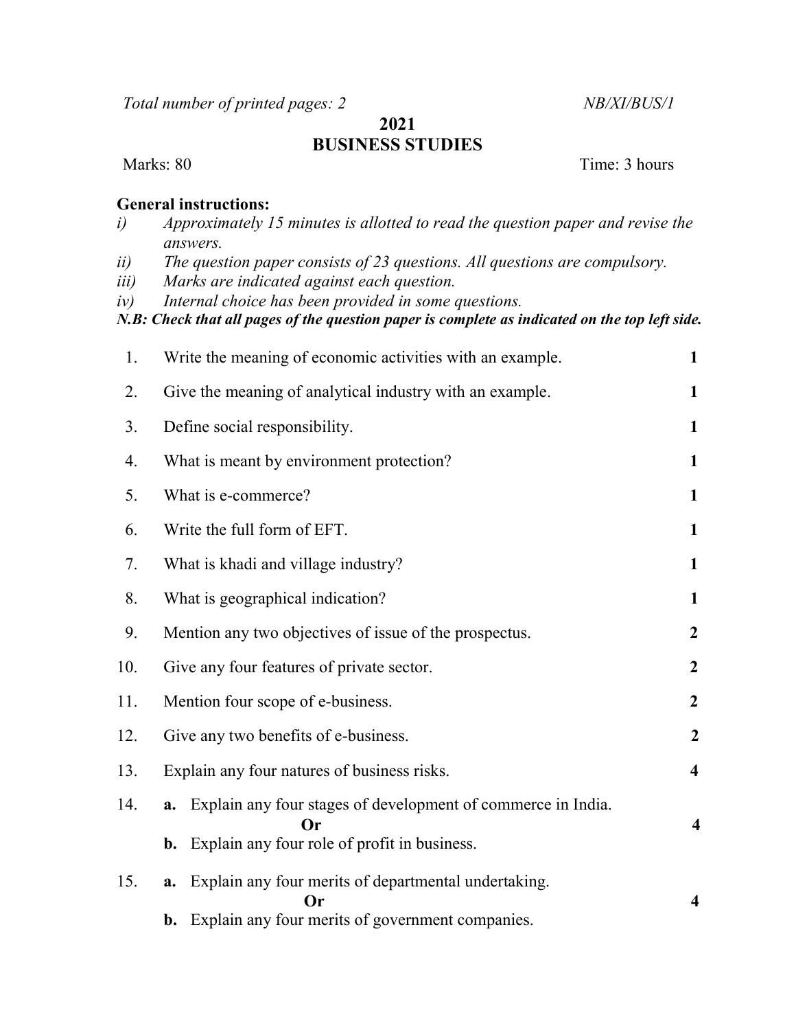*Total number of printed pages: 2* *NB/XI/BUS/1*

# 2021
# BUSINESS STUDIES

Marks: 80 Time: 3 hours

**General instructions:**

i) *Approximately 15 minutes is allotted to read the question paper and revise the answers.*
ii) *The question paper consists of 23 questions. All questions are compulsory.*
iii) *Marks are indicated against each question.*
iv) *Internal choice has been provided in some questions.*

***N.B: Check that all pages of the question paper is complete as indicated on the top left side.***

1. Write the meaning of economic activities with an example. **1**

2. Give the meaning of analytical industry with an example. **1**

3. Define social responsibility. **1**

4. What is meant by environment protection? **1**

5. What is e-commerce? **1**

6. Write the full form of EFT. **1**

7. What is khadi and village industry? **1**

8. What is geographical indication? **1**

9. Mention any two objectives of issue of the prospectus. **2**

10. Give any four features of private sector. **2**

11. Mention four scope of e-business. **2**

12. Give any two benefits of e-business. **2**

13. Explain any four natures of business risks. **4**

14. **a.** Explain any four stages of development of commerce in India.
    **Or** **4**
    **b.** Explain any four role of profit in business.

15. **a.** Explain any four merits of departmental undertaking.
    **Or** **4**
    **b.** Explain any four merits of government companies.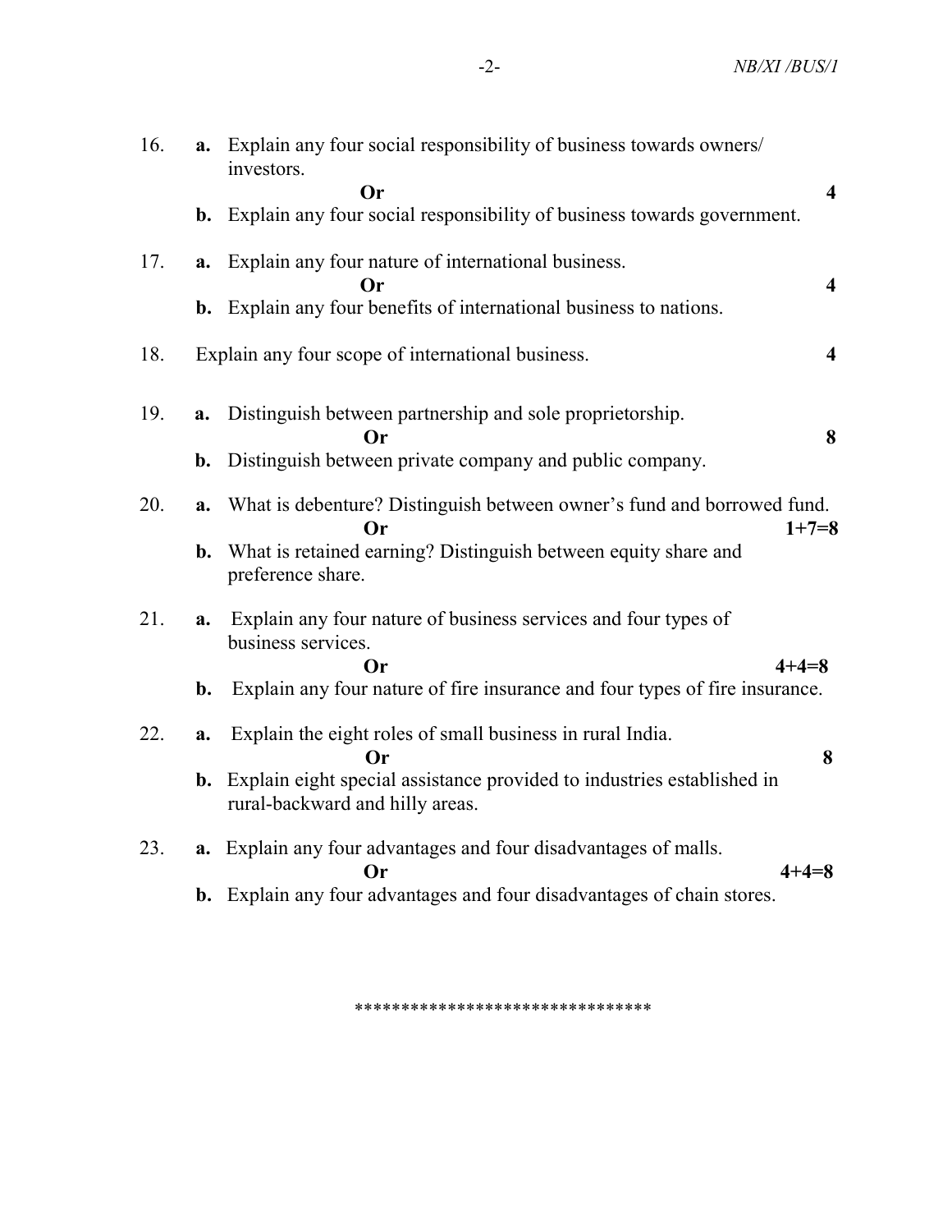16. **a.** Explain any four social responsibility of business towards owners/ investors.

    **Or** **4**

    **b.** Explain any four social responsibility of business towards government.

17. **a.** Explain any four nature of international business.

    **Or** **4**

    **b.** Explain any four benefits of international business to nations.

18. Explain any four scope of international business. **4**

19. **a.** Distinguish between partnership and sole proprietorship.

    **Or** **8**

    **b.** Distinguish between private company and public company.

20. **a.** What is debenture? Distinguish between owner's fund and borrowed fund.

    **Or** **1+7=8**

    **b.** What is retained earning? Distinguish between equity share and preference share.

21. **a.** Explain any four nature of business services and four types of business services.

    **Or** **4+4=8**

    **b.** Explain any four nature of fire insurance and four types of fire insurance.

22. **a.** Explain the eight roles of small business in rural India.

    **Or** **8**

    **b.** Explain eight special assistance provided to industries established in rural-backward and hilly areas.

23. **a.** Explain any four advantages and four disadvantages of malls.

    **Or** **4+4=8**

    **b.** Explain any four advantages and four disadvantages of chain stores.

********************************